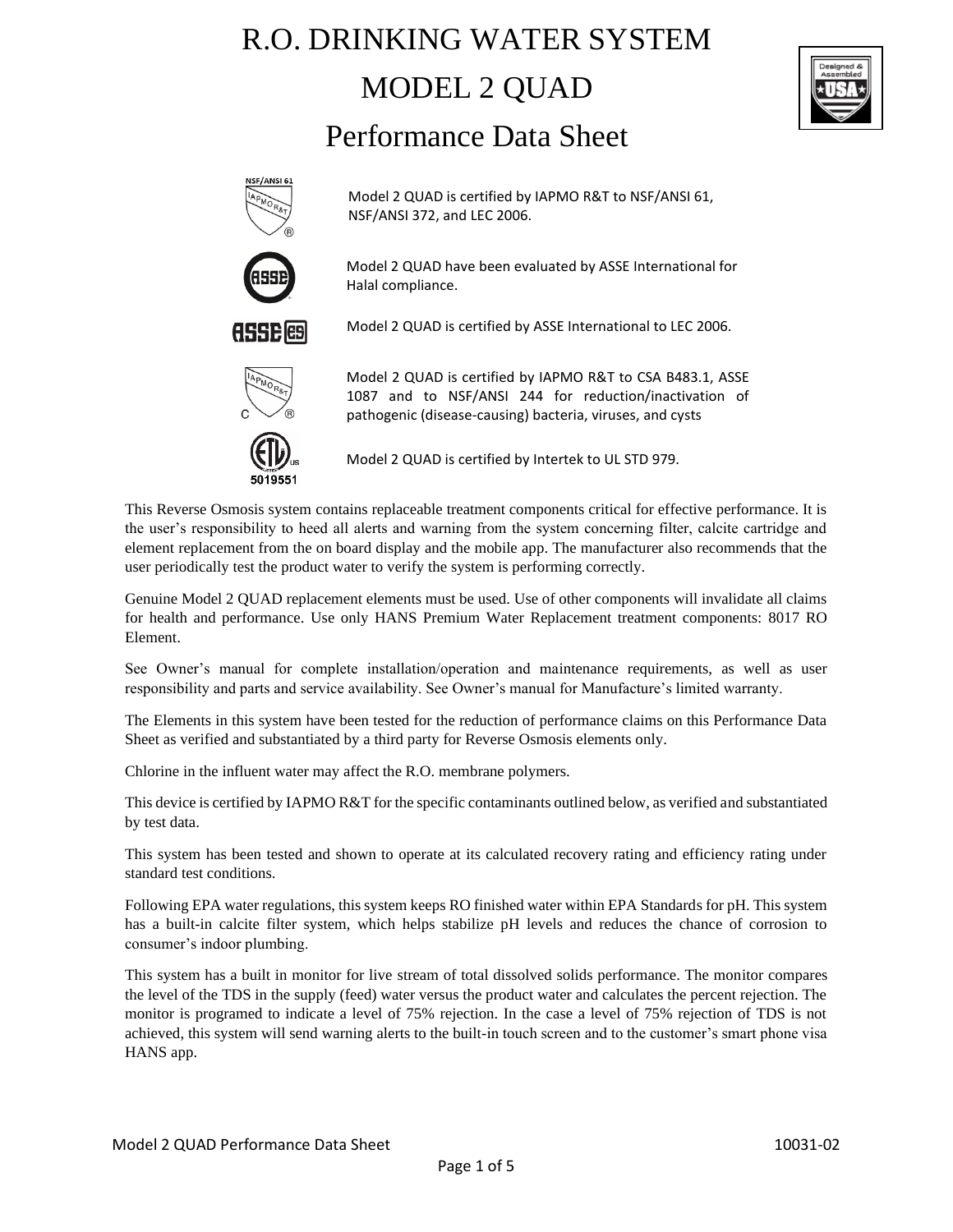# R.O. DRINKING WATER SYSTEM

# MODEL 2 QUAD

# Performance Data Sheet

Model 2 QUAD is certified by IAPMO R&T to NSF/ANSI 61, NSF/ANSI 372, and LEC 2006.

Model 2 QUAD have been evaluated by ASSE International for Halal compliance.

Model 2 QUAD is certified by ASSE International to LEC 2006.

Model 2 QUAD is certified by IAPMO R&T to CSA B483.1, ASSE 1087 and to NSF/ANSI 244 for reduction/inactivation of pathogenic (disease-causing) bacteria, viruses, and cysts

Model 2 QUAD is certified by Intertek to UL STD 979.

This Reverse Osmosis system contains replaceable treatment components critical for effective performance. It is the user's responsibility to heed all alerts and warning from the system concerning filter, calcite cartridge and element replacement from the on board display and the mobile app. The manufacturer also recommends that the user periodically test the product water to verify the system is performing correctly.

Genuine Model 2 QUAD replacement elements must be used. Use of other components will invalidate all claims for health and performance. Use only HANS Premium Water Replacement treatment components: 8017 RO Element.

See Owner's manual for complete installation/operation and maintenance requirements, as well as user responsibility and parts and service availability. See Owner's manual for Manufacture's limited warranty.

The Elements in this system have been tested for the reduction of performance claims on this Performance Data Sheet as verified and substantiated by a third party for Reverse Osmosis elements only.

Chlorine in the influent water may affect the R.O. membrane polymers.

This device is certified by IAPMO R&T for the specific contaminants outlined below, as verified and substantiated by test data.

This system has been tested and shown to operate at its calculated recovery rating and efficiency rating under standard test conditions.

Following EPA water regulations, this system keeps RO finished water within EPA Standards for pH. This system has a built-in calcite filter system, which helps stabilize pH levels and reduces the chance of corrosion to consumer's indoor plumbing.

This system has a built in monitor for live stream of total dissolved solids performance. The monitor compares the level of the TDS in the supply (feed) water versus the product water and calculates the percent rejection. The monitor is programed to indicate a level of 75% rejection. In the case a level of 75% rejection of TDS is not achieved, this system will send warning alerts to the built-in touch screen and to the customer's smart phone visa HANS app.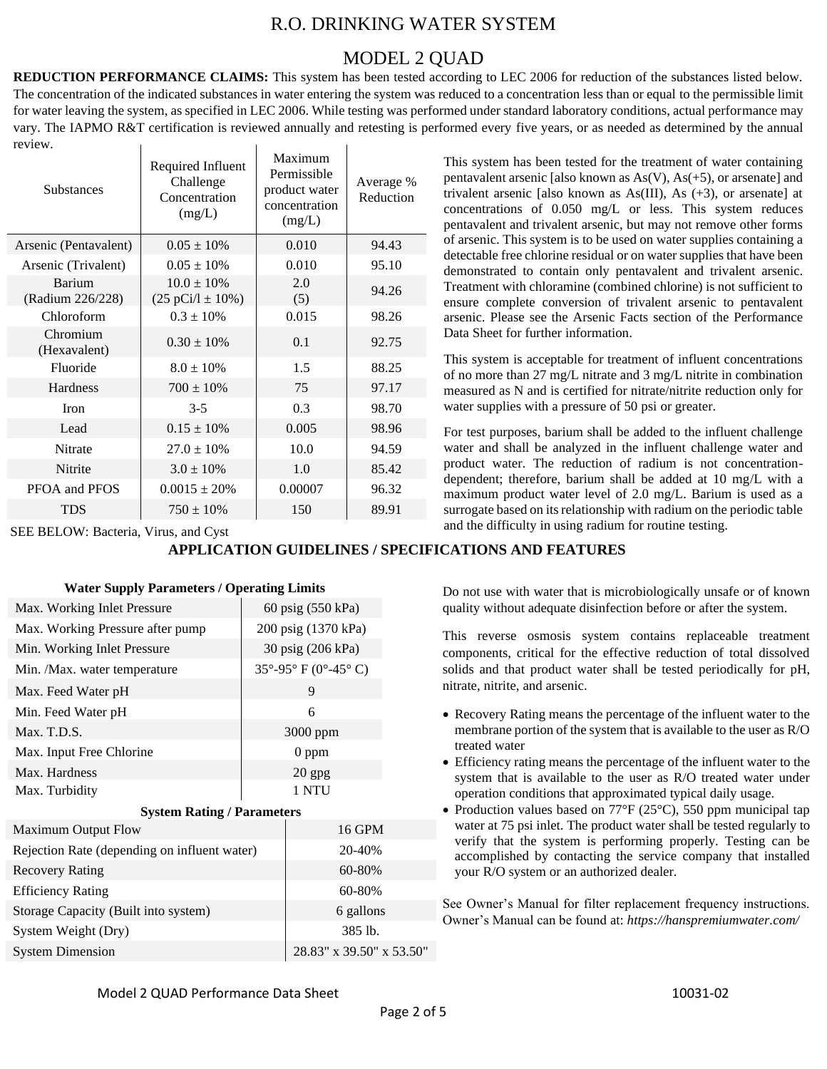# R.O. DRINKING WATER SYSTEM

# MODEL 2 QUAD

**REDUCTION PERFORMANCE CLAIMS:** This system has been tested according to LEC 2006 for reduction of the substances listed below. The concentration of the indicated substances in water entering the system was reduced to a concentration less than or equal to the permissible limit for water leaving the system, as specified in LEC 2006. While testing was performed under standard laboratory conditions, actual performance may vary. The IAPMO R&T certification is reviewed annually and retesting is performed every five years, or as needed as determined by the annual review.

| Substances | Required Influent Challenge Concentration (mg/L) | Maximum Permissible product water concentration (mg/L) | Average % Reduction |
|---|---|---|---|
| Arsenic (Pentavalent) | 0.05 ± 10% | 0.010 | 94.43 |
| Arsenic (Trivalent) | 0.05 ± 10% | 0.010 | 95.10 |
| Barium (Radium 226/228) | 10.0 ± 10% (25 pCi/l ± 10%) | 2.0 (5) | 94.26 |
| Chloroform | 0.3 ± 10% | 0.015 | 98.26 |
| Chromium (Hexavalent) | 0.30 ± 10% | 0.1 | 92.75 |
| Fluoride | 8.0 ± 10% | 1.5 | 88.25 |
| Hardness | 700 ± 10% | 75 | 97.17 |
| Iron | 3-5 | 0.3 | 98.70 |
| Lead | 0.15 ± 10% | 0.005 | 98.96 |
| Nitrate | 27.0 ± 10% | 10.0 | 94.59 |
| Nitrite | 3.0 ± 10% | 1.0 | 85.42 |
| PFOA and PFOS | 0.0015 ± 20% | 0.00007 | 96.32 |
| TDS | 750 ± 10% | 150 | 89.91 |

SEE BELOW: Bacteria, Virus, and Cyst

This system has been tested for the treatment of water containing pentavalent arsenic [also known as As(V), As(+5), or arsenate] and trivalent arsenic [also known as As(III), As (+3), or arsenate] at concentrations of 0.050 mg/L or less. This system reduces pentavalent and trivalent arsenic, but may not remove other forms of arsenic. This system is to be used on water supplies containing a detectable free chlorine residual or on water supplies that have been demonstrated to contain only pentavalent and trivalent arsenic. Treatment with chloramine (combined chlorine) is not sufficient to ensure complete conversion of trivalent arsenic to pentavalent arsenic. Please see the Arsenic Facts section of the Performance Data Sheet for further information.

This system is acceptable for treatment of influent concentrations of no more than 27 mg/L nitrate and 3 mg/L nitrite in combination measured as N and is certified for nitrate/nitrite reduction only for water supplies with a pressure of 50 psi or greater.

For test purposes, barium shall be added to the influent challenge water and shall be analyzed in the influent challenge water and product water. The reduction of radium is not concentration-dependent; therefore, barium shall be added at 10 mg/L with a maximum product water level of 2.0 mg/L. Barium is used as a surrogate based on its relationship with radium on the periodic table and the difficulty in using radium for routine testing.

## APPLICATION GUIDELINES / SPECIFICATIONS AND FEATURES

**Water Supply Parameters / Operating Limits**

| | |
|---|---|
| Max. Working Inlet Pressure | 60 psig (550 kPa) |
| Max. Working Pressure after pump | 200 psig (1370 kPa) |
| Min. Working Inlet Pressure | 30 psig (206 kPa) |
| Min. /Max. water temperature | 35°-95° F (0°-45° C) |
| Max. Feed Water pH | 9 |
| Min. Feed Water pH | 6 |
| Max. T.D.S. | 3000 ppm |
| Max. Input Free Chlorine | 0 ppm |
| Max. Hardness | 20 gpg |
| Max. Turbidity | 1 NTU |

**System Rating / Parameters**

| | |
|---|---|
| Maximum Output Flow | 16 GPM |
| Rejection Rate (depending on influent water) | 20-40% |
| Recovery Rating | 60-80% |
| Efficiency Rating | 60-80% |
| Storage Capacity (Built into system) | 6 gallons |
| System Weight (Dry) | 385 lb. |
| System Dimension | 28.83" x 39.50" x 53.50" |

Do not use with water that is microbiologically unsafe or of known quality without adequate disinfection before or after the system.

This reverse osmosis system contains replaceable treatment components, critical for the effective reduction of total dissolved solids and that product water shall be tested periodically for pH, nitrate, nitrite, and arsenic.

- Recovery Rating means the percentage of the influent water to the membrane portion of the system that is available to the user as R/O treated water
- Efficiency rating means the percentage of the influent water to the system that is available to the user as R/O treated water under operation conditions that approximated typical daily usage.
- Production values based on 77°F (25°C), 550 ppm municipal tap water at 75 psi inlet. The product water shall be tested regularly to verify that the system is performing properly. Testing can be accomplished by contacting the service company that installed your R/O system or an authorized dealer.

See Owner's Manual for filter replacement frequency instructions. Owner's Manual can be found at: *https://hanspremiumwater.com/*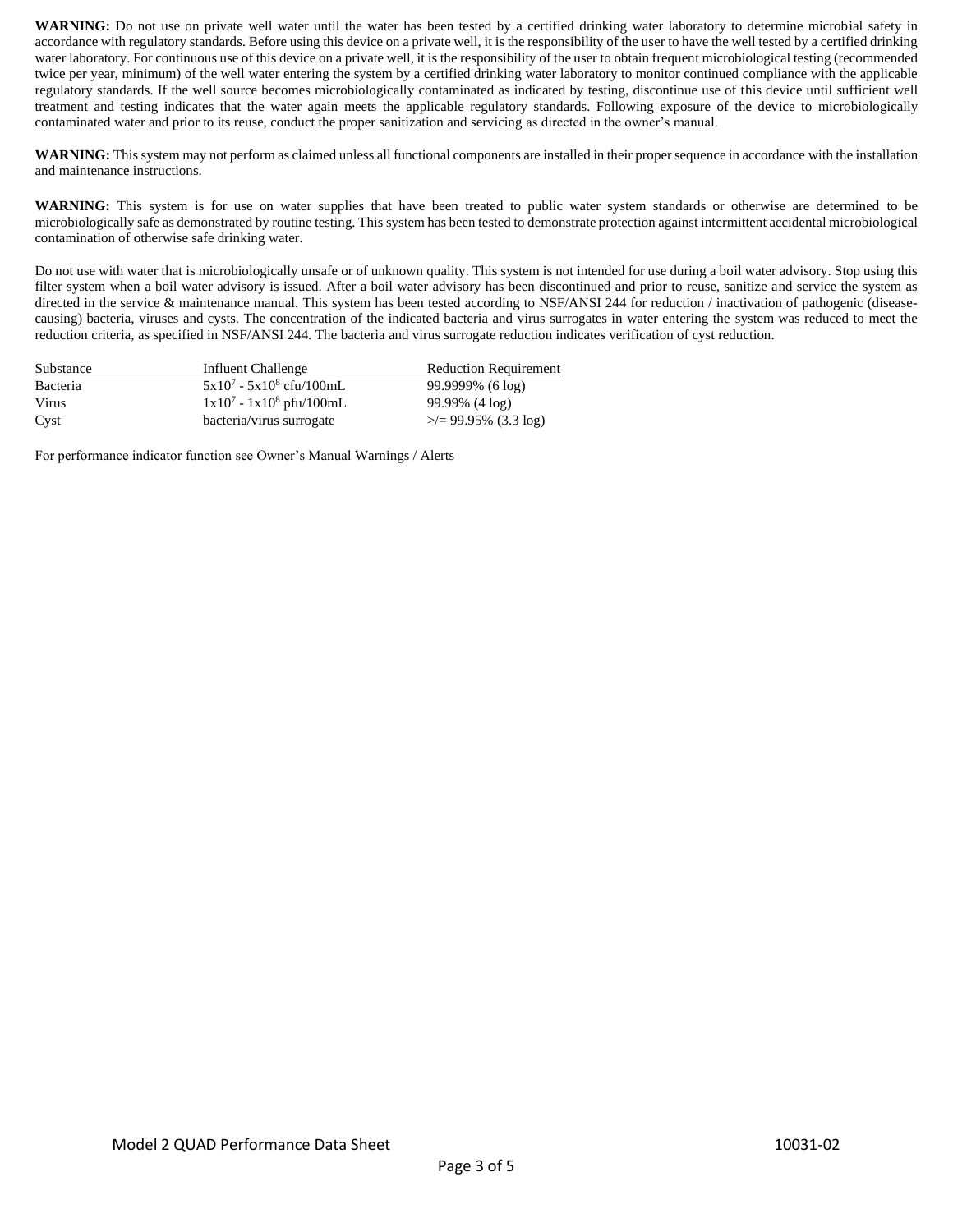**WARNING:** Do not use on private well water until the water has been tested by a certified drinking water laboratory to determine microbial safety in accordance with regulatory standards. Before using this device on a private well, it is the responsibility of the user to have the well tested by a certified drinking water laboratory. For continuous use of this device on a private well, it is the responsibility of the user to obtain frequent microbiological testing (recommended twice per year, minimum) of the well water entering the system by a certified drinking water laboratory to monitor continued compliance with the applicable regulatory standards. If the well source becomes microbiologically contaminated as indicated by testing, discontinue use of this device until sufficient well treatment and testing indicates that the water again meets the applicable regulatory standards. Following exposure of the device to microbiologically contaminated water and prior to its reuse, conduct the proper sanitization and servicing as directed in the owner's manual.

**WARNING:** This system may not perform as claimed unless all functional components are installed in their proper sequence in accordance with the installation and maintenance instructions.

**WARNING:** This system is for use on water supplies that have been treated to public water system standards or otherwise are determined to be microbiologically safe as demonstrated by routine testing. This system has been tested to demonstrate protection against intermittent accidental microbiological contamination of otherwise safe drinking water.

Do not use with water that is microbiologically unsafe or of unknown quality. This system is not intended for use during a boil water advisory. Stop using this filter system when a boil water advisory is issued. After a boil water advisory has been discontinued and prior to reuse, sanitize and service the system as directed in the service & maintenance manual. This system has been tested according to NSF/ANSI 244 for reduction / inactivation of pathogenic (disease-causing) bacteria, viruses and cysts. The concentration of the indicated bacteria and virus surrogates in water entering the system was reduced to meet the reduction criteria, as specified in NSF/ANSI 244. The bacteria and virus surrogate reduction indicates verification of cyst reduction.

| Substance | Influent Challenge | Reduction Requirement |
|---|---|---|
| Bacteria | $5x10^7$ - $5x10^8$ cfu/100mL | 99.9999% (6 log) |
| Virus | $1x10^7$ - $1x10^8$ pfu/100mL | 99.99% (4 log) |
| Cyst | bacteria/virus surrogate | >/= 99.95% (3.3 log) |

For performance indicator function see Owner's Manual Warnings / Alerts

Model 2 QUAD Performance Data Sheet 10031-02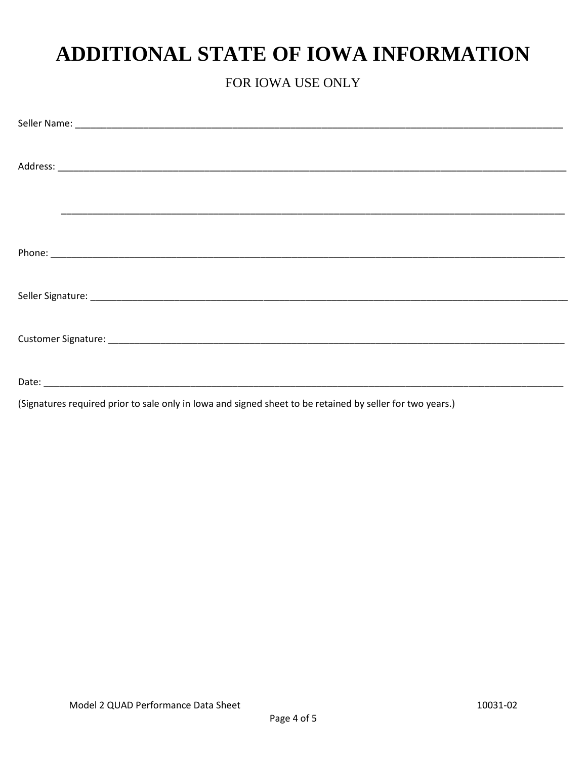# ADDITIONAL STATE OF IOWA INFORMATION

FOR IOWA USE ONLY

Seller Name: ____________________________________________________________________________________

Address: ________________________________________________________________________________________

________________________________________________________________________________________

Phone: _________________________________________________________________________________________

Seller Signature: _________________________________________________________________________________

Customer Signature: ______________________________________________________________________________

Date: ___________________________________________________________________________________________

(Signatures required prior to sale only in Iowa and signed sheet to be retained by seller for two years.)

Model 2 QUAD Performance Data Sheet 10031-02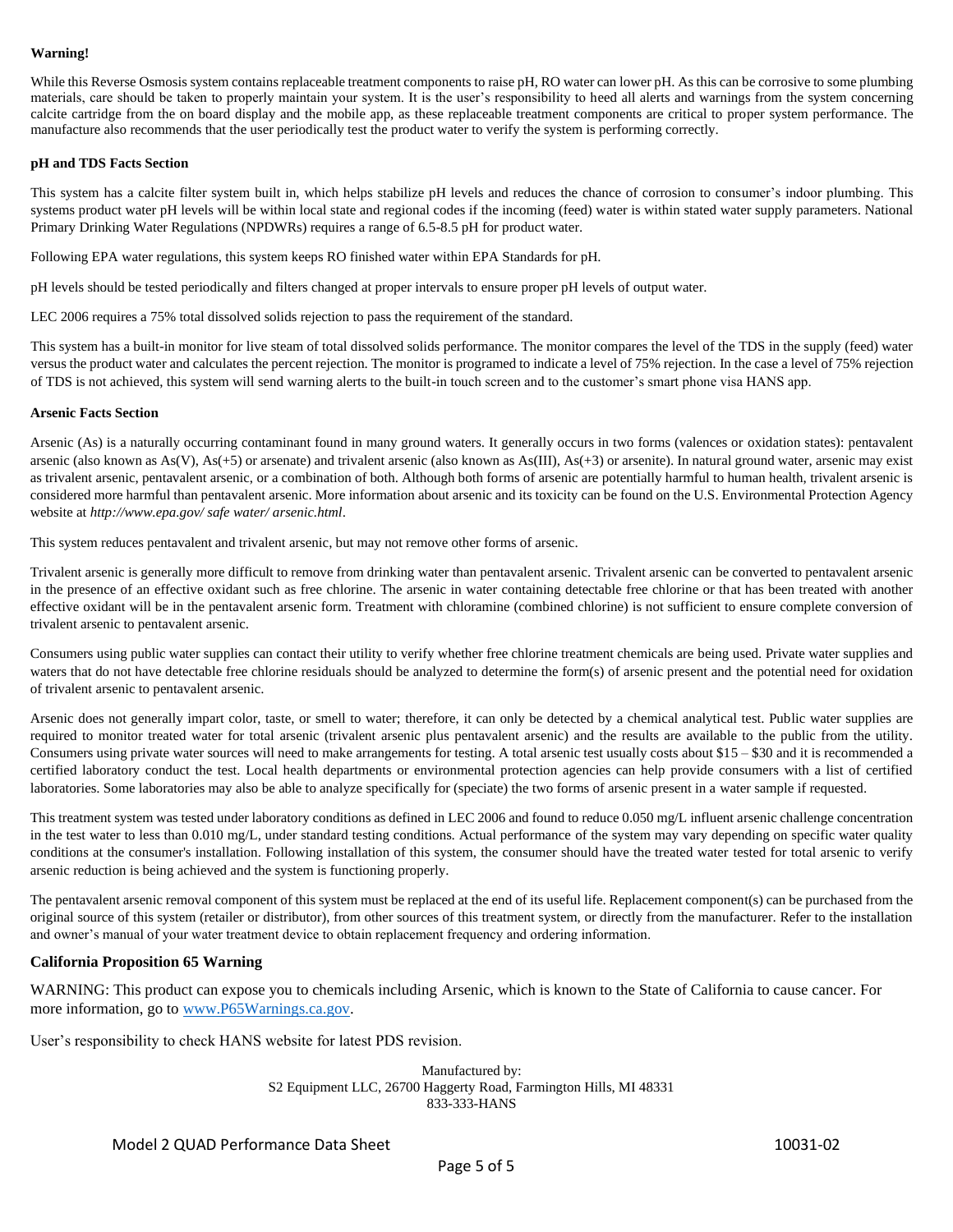**Warning!**

While this Reverse Osmosis system contains replaceable treatment components to raise pH, RO water can lower pH. As this can be corrosive to some plumbing materials, care should be taken to properly maintain your system. It is the user's responsibility to heed all alerts and warnings from the system concerning calcite cartridge from the on board display and the mobile app, as these replaceable treatment components are critical to proper system performance. The manufacture also recommends that the user periodically test the product water to verify the system is performing correctly.

**pH and TDS Facts Section**

This system has a calcite filter system built in, which helps stabilize pH levels and reduces the chance of corrosion to consumer's indoor plumbing. This systems product water pH levels will be within local state and regional codes if the incoming (feed) water is within stated water supply parameters. National Primary Drinking Water Regulations (NPDWRs) requires a range of 6.5-8.5 pH for product water.

Following EPA water regulations, this system keeps RO finished water within EPA Standards for pH.

pH levels should be tested periodically and filters changed at proper intervals to ensure proper pH levels of output water.

LEC 2006 requires a 75% total dissolved solids rejection to pass the requirement of the standard.

This system has a built-in monitor for live steam of total dissolved solids performance. The monitor compares the level of the TDS in the supply (feed) water versus the product water and calculates the percent rejection. The monitor is programed to indicate a level of 75% rejection. In the case a level of 75% rejection of TDS is not achieved, this system will send warning alerts to the built-in touch screen and to the customer's smart phone visa HANS app.

**Arsenic Facts Section**

Arsenic (As) is a naturally occurring contaminant found in many ground waters. It generally occurs in two forms (valences or oxidation states): pentavalent arsenic (also known as As(V), As(+5) or arsenate) and trivalent arsenic (also known as As(III), As(+3) or arsenite). In natural ground water, arsenic may exist as trivalent arsenic, pentavalent arsenic, or a combination of both. Although both forms of arsenic are potentially harmful to human health, trivalent arsenic is considered more harmful than pentavalent arsenic. More information about arsenic and its toxicity can be found on the U.S. Environmental Protection Agency website at *http://www.epa.gov/ safe water/ arsenic.html*.

This system reduces pentavalent and trivalent arsenic, but may not remove other forms of arsenic.

Trivalent arsenic is generally more difficult to remove from drinking water than pentavalent arsenic. Trivalent arsenic can be converted to pentavalent arsenic in the presence of an effective oxidant such as free chlorine. The arsenic in water containing detectable free chlorine or that has been treated with another effective oxidant will be in the pentavalent arsenic form. Treatment with chloramine (combined chlorine) is not sufficient to ensure complete conversion of trivalent arsenic to pentavalent arsenic.

Consumers using public water supplies can contact their utility to verify whether free chlorine treatment chemicals are being used. Private water supplies and waters that do not have detectable free chlorine residuals should be analyzed to determine the form(s) of arsenic present and the potential need for oxidation of trivalent arsenic to pentavalent arsenic.

Arsenic does not generally impart color, taste, or smell to water; therefore, it can only be detected by a chemical analytical test. Public water supplies are required to monitor treated water for total arsenic (trivalent arsenic plus pentavalent arsenic) and the results are available to the public from the utility. Consumers using private water sources will need to make arrangements for testing. A total arsenic test usually costs about $15 – $30 and it is recommended a certified laboratory conduct the test. Local health departments or environmental protection agencies can help provide consumers with a list of certified laboratories. Some laboratories may also be able to analyze specifically for (speciate) the two forms of arsenic present in a water sample if requested.

This treatment system was tested under laboratory conditions as defined in LEC 2006 and found to reduce 0.050 mg/L influent arsenic challenge concentration in the test water to less than 0.010 mg/L, under standard testing conditions. Actual performance of the system may vary depending on specific water quality conditions at the consumer's installation. Following installation of this system, the consumer should have the treated water tested for total arsenic to verify arsenic reduction is being achieved and the system is functioning properly.

The pentavalent arsenic removal component of this system must be replaced at the end of its useful life. Replacement component(s) can be purchased from the original source of this system (retailer or distributor), from other sources of this treatment system, or directly from the manufacturer. Refer to the installation and owner's manual of your water treatment device to obtain replacement frequency and ordering information.

**California Proposition 65 Warning**

WARNING: This product can expose you to chemicals including Arsenic, which is known to the State of California to cause cancer. For more information, go to www.P65Warnings.ca.gov.

User's responsibility to check HANS website for latest PDS revision.

Manufactured by:
S2 Equipment LLC, 26700 Haggerty Road, Farmington Hills, MI 48331
833-333-HANS